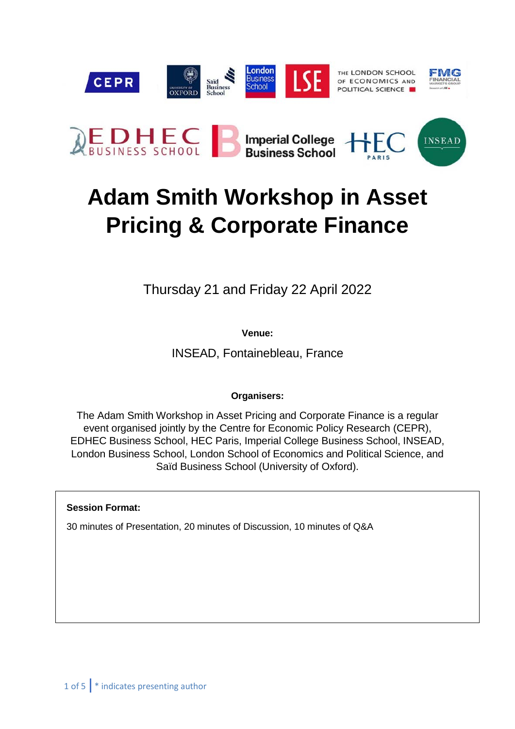# Adam Smith Workshop in Asset Pricing & Corporate Finance

Thursday 21 and Friday 22 April 2022

**Venue:**

INSEAD, Fontainebleau, France

**Organisers:**

The Adam Smith Workshop in Asset Pricing and Corporate Finance is a regular event organised jointly by the Centre for Economic Policy Research (CEPR), EDHEC Business School, HEC Paris, Imperial College Business School, INSEAD, London Business School, London School of Economics and Political Science, and Saïd Business School (University of Oxford).

**Session Format:**

30 minutes of Presentation, 20 minutes of Discussion, 10 minutes of Q&A

* indicates presenting author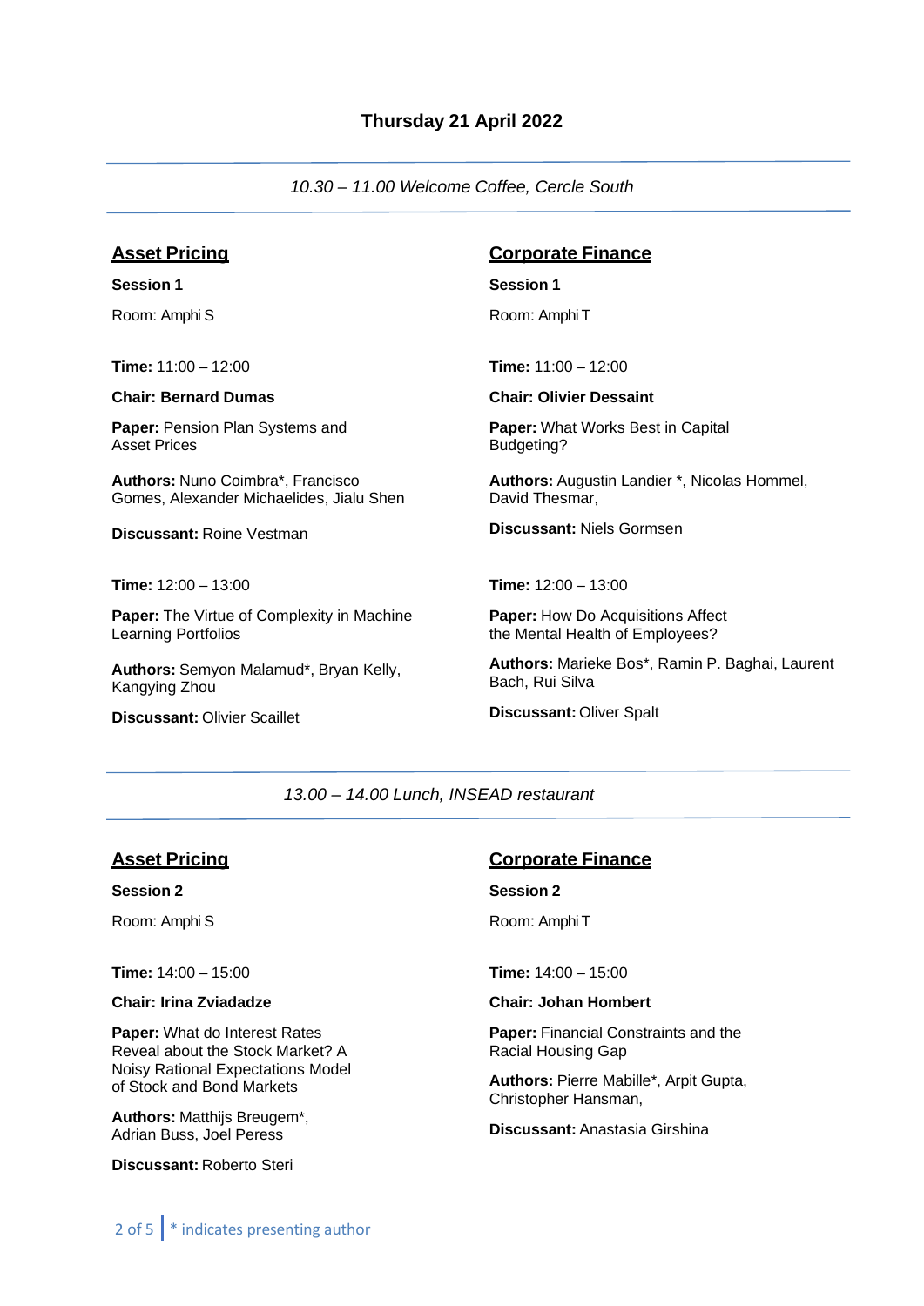## Thursday 21 April 2022

*10.30 – 11.00 Welcome Coffee, Cercle South*

### Asset Pricing

**Session 1**

Room: Amphi S

**Time:** 11:00 – 12:00

**Chair: Bernard Dumas**

**Paper:** Pension Plan Systems and Asset Prices

**Authors:** Nuno Coimbra*, Francisco Gomes, Alexander Michaelides, Jialu Shen

**Discussant:** Roine Vestman

**Time:** 12:00 – 13:00

**Paper:** The Virtue of Complexity in Machine Learning Portfolios

**Authors:** Semyon Malamud*, Bryan Kelly, Kangying Zhou

**Discussant:** Olivier Scaillet

### Corporate Finance

**Session 1**

Room: Amphi T

**Time:** 11:00 – 12:00

**Chair: Olivier Dessaint**

**Paper:** What Works Best in Capital Budgeting?

**Authors:** Augustin Landier *, Nicolas Hommel, David Thesmar,

**Discussant:** Niels Gormsen

**Time:** 12:00 – 13:00

**Paper:** How Do Acquisitions Affect the Mental Health of Employees?

**Authors:** Marieke Bos*, Ramin P. Baghai, Laurent Bach, Rui Silva

**Discussant:** Oliver Spalt

*13.00 – 14.00 Lunch, INSEAD restaurant*

### Asset Pricing

**Session 2**

Room: Amphi S

**Time:** 14:00 – 15:00

**Chair: Irina Zviadadze**

**Paper:** What do Interest Rates Reveal about the Stock Market? A Noisy Rational Expectations Model of Stock and Bond Markets

**Authors:** Matthijs Breugem*, Adrian Buss, Joel Peress

**Discussant:** Roberto Steri

### Corporate Finance

**Session 2**

Room: Amphi T

**Time:** 14:00 – 15:00

**Chair: Johan Hombert**

**Paper:** Financial Constraints and the Racial Housing Gap

**Authors:** Pierre Mabille*, Arpit Gupta, Christopher Hansman,

**Discussant:** Anastasia Girshina

* indicates presenting author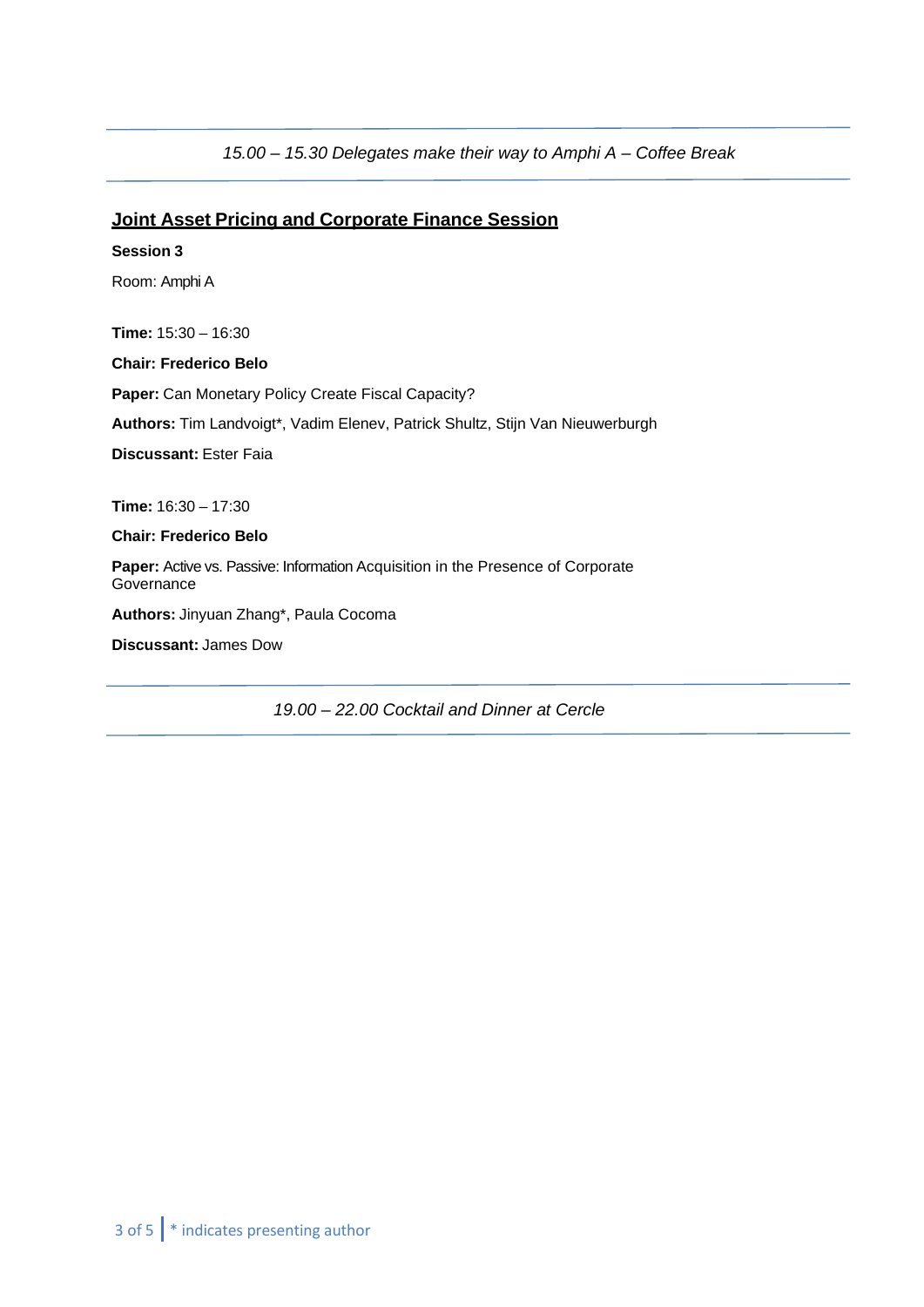*15.00 – 15.30 Delegates make their way to Amphi A – Coffee Break*

---

## Joint Asset Pricing and Corporate Finance Session

**Session 3**

Room: Amphi A

**Time:** 15:30 – 16:30

**Chair: Frederico Belo**

**Paper:** Can Monetary Policy Create Fiscal Capacity?

**Authors:** Tim Landvoigt*, Vadim Elenev, Patrick Shultz, Stijn Van Nieuwerburgh

**Discussant:** Ester Faia

**Time:** 16:30 – 17:30

**Chair: Frederico Belo**

**Paper:** Active vs. Passive: Information Acquisition in the Presence of Corporate Governance

**Authors:** Jinyuan Zhang*, Paula Cocoma

**Discussant:** James Dow

---

*19.00 – 22.00 Cocktail and Dinner at Cercle*

---

\* indicates presenting author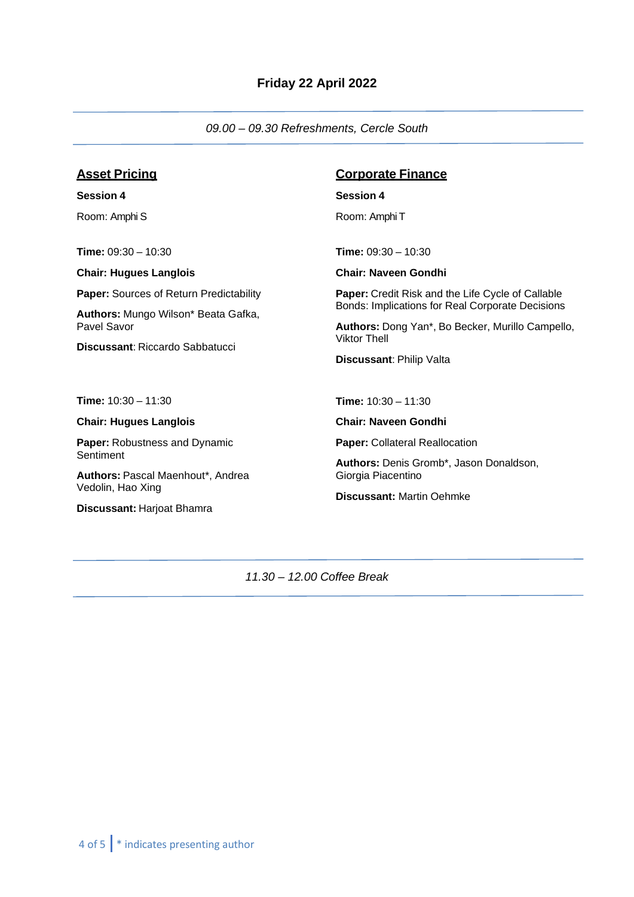# Friday 22 April 2022

*09.00 – 09.30 Refreshments, Cercle South*

## Asset Pricing

**Session 4**

Room: Amphi S

**Time:** 09:30 – 10:30

**Chair: Hugues Langlois**

**Paper:** Sources of Return Predictability

**Authors:** Mungo Wilson* Beata Gafka, Pavel Savor

**Discussant**: Riccardo Sabbatucci

**Time:** 10:30 – 11:30

**Chair: Hugues Langlois**

**Paper:** Robustness and Dynamic Sentiment

**Authors:** Pascal Maenhout*, Andrea Vedolin, Hao Xing

**Discussant:** Harjoat Bhamra

## Corporate Finance

**Session 4**

Room: Amphi T

**Time:** 09:30 – 10:30

**Chair: Naveen Gondhi**

**Paper:** Credit Risk and the Life Cycle of Callable Bonds: Implications for Real Corporate Decisions

**Authors:** Dong Yan*, Bo Becker, Murillo Campello, Viktor Thell

**Discussant**: Philip Valta

**Time:** 10:30 – 11:30

**Chair: Naveen Gondhi**

**Paper:** Collateral Reallocation

**Authors:** Denis Gromb*, Jason Donaldson, Giorgia Piacentino

**Discussant:** Martin Oehmke

*11.30 – 12.00 Coffee Break*

\* indicates presenting author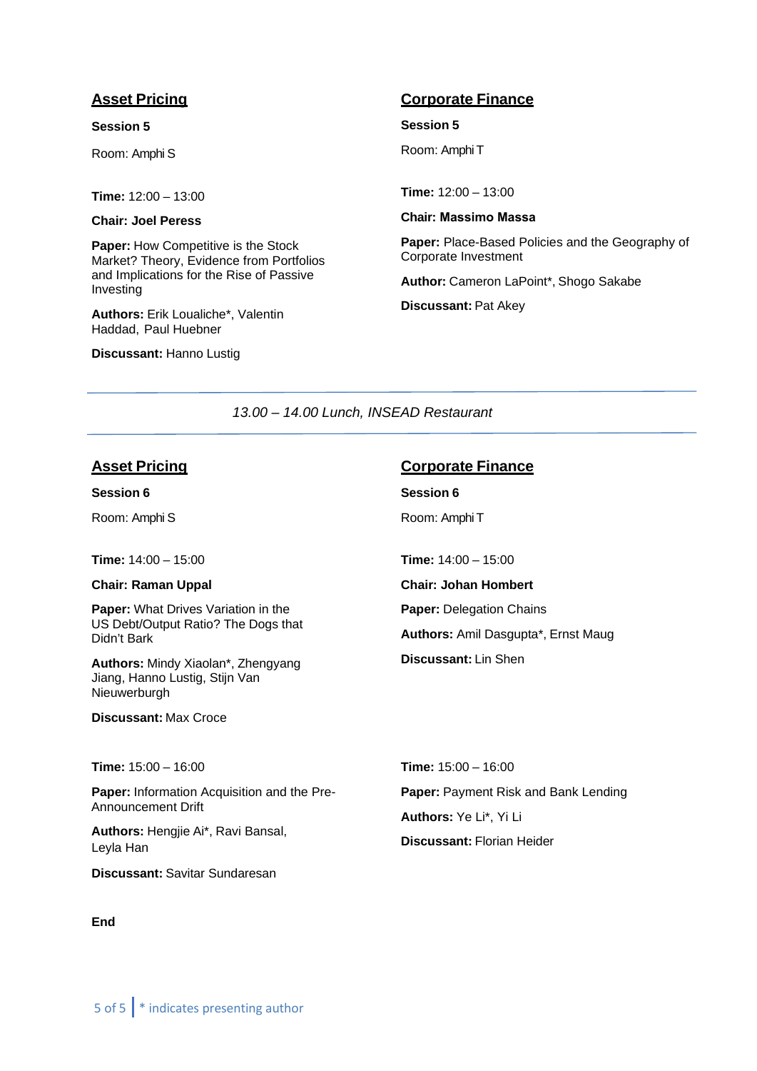## Asset Pricing

**Session 5**

Room: Amphi S

**Time:** 12:00 – 13:00

**Chair: Joel Peress**

**Paper:** How Competitive is the Stock Market? Theory, Evidence from Portfolios and Implications for the Rise of Passive Investing

**Authors:** Erik Loualiche*, Valentin Haddad, Paul Huebner

**Discussant:** Hanno Lustig

## Corporate Finance

**Session 5**

Room: Amphi T

**Time:** 12:00 – 13:00

**Chair: Massimo Massa**

**Paper:** Place-Based Policies and the Geography of Corporate Investment

**Author:** Cameron LaPoint*, Shogo Sakabe

**Discussant:** Pat Akey

---

*13.00 – 14.00 Lunch, INSEAD Restaurant*

---

## Asset Pricing

**Session 6**

Room: Amphi S

**Time:** 14:00 – 15:00

**Chair: Raman Uppal**

**Paper:** What Drives Variation in the US Debt/Output Ratio? The Dogs that Didn't Bark

**Authors:** Mindy Xiaolan*, Zhengyang Jiang, Hanno Lustig, Stijn Van Nieuwerburgh

**Discussant:** Max Croce

**Time:** 15:00 – 16:00

**Paper:** Information Acquisition and the Pre-Announcement Drift

**Authors:** Hengjie Ai*, Ravi Bansal, Leyla Han

**Discussant:** Savitar Sundaresan

## Corporate Finance

**Session 6**

Room: Amphi T

**Time:** 14:00 – 15:00

**Chair: Johan Hombert**

**Paper:** Delegation Chains

**Authors:** Amil Dasgupta*, Ernst Maug

**Discussant:** Lin Shen

**Time:** 15:00 – 16:00

**Paper:** Payment Risk and Bank Lending

**Authors:** Ye Li*, Yi Li

**Discussant:** Florian Heider

**End**

\* indicates presenting author